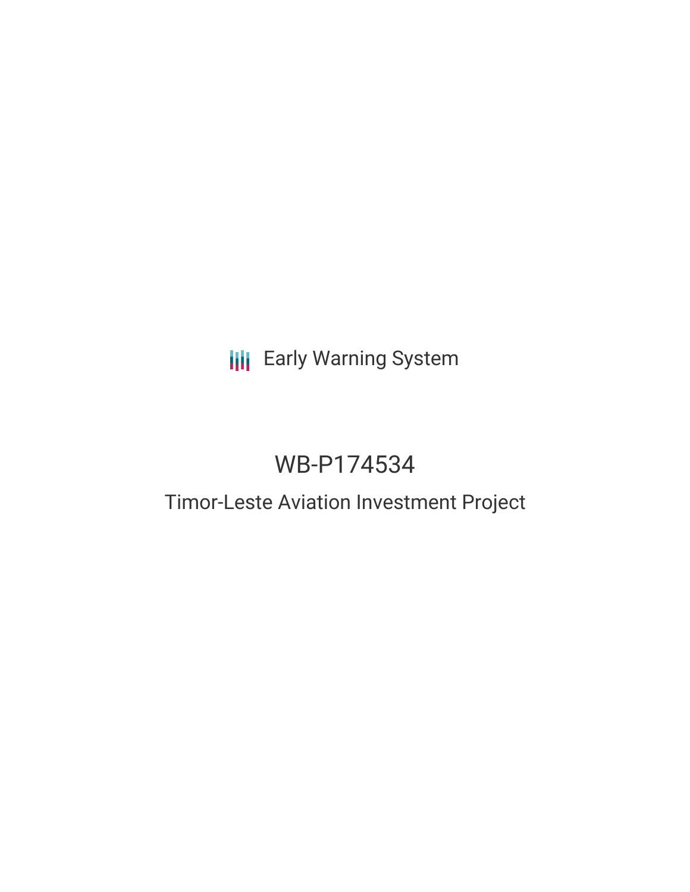Early Warning System

# WB-P174534

## Timor-Leste Aviation Investment Project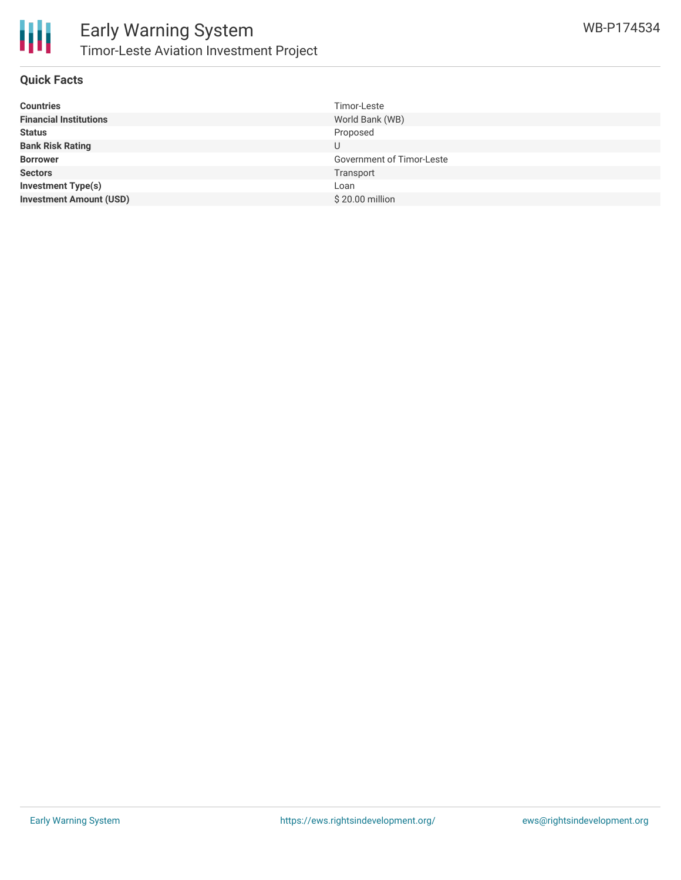## Quick Facts

| | |
|---|---|
| **Countries** | Timor-Leste |
| **Financial Institutions** | World Bank (WB) |
| **Status** | Proposed |
| **Bank Risk Rating** | U |
| **Borrower** | Government of Timor-Leste |
| **Sectors** | Transport |
| **Investment Type(s)** | Loan |
| **Investment Amount (USD)** | $ 20.00 million |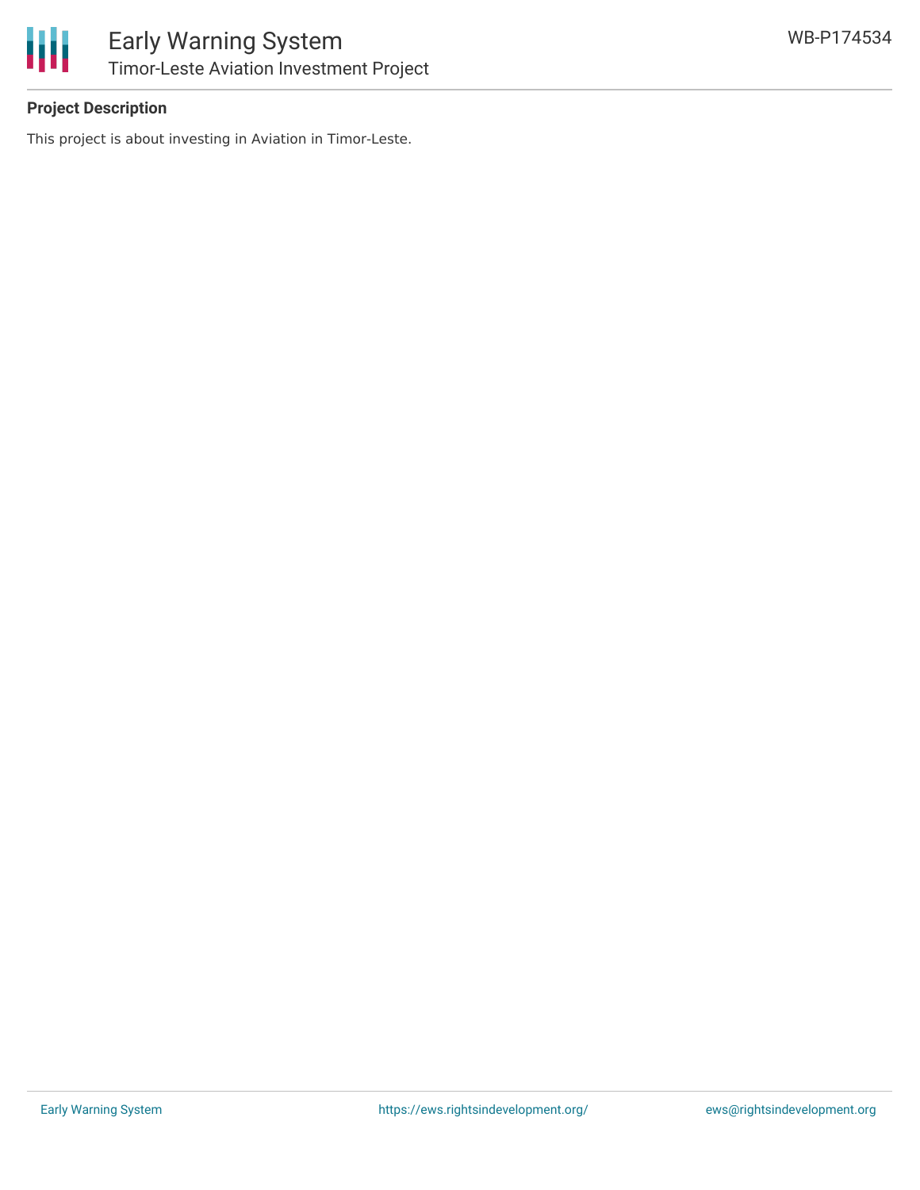**Project Description**

This project is about investing in Aviation in Timor-Leste.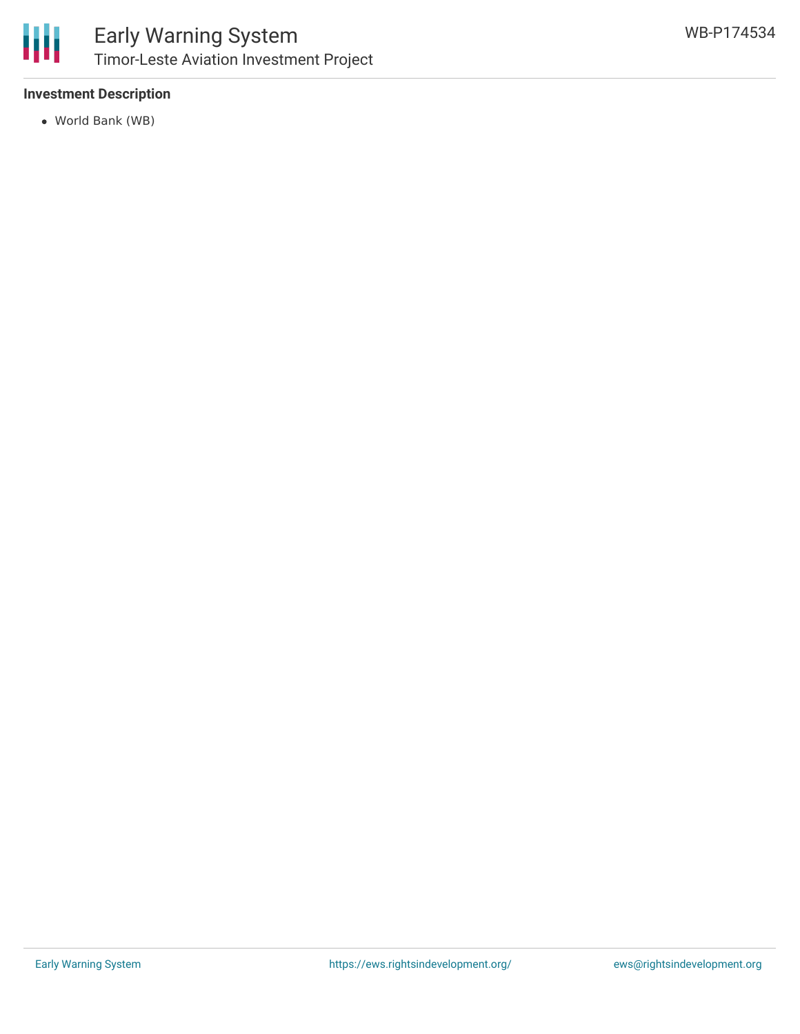**Investment Description**

- World Bank (WB)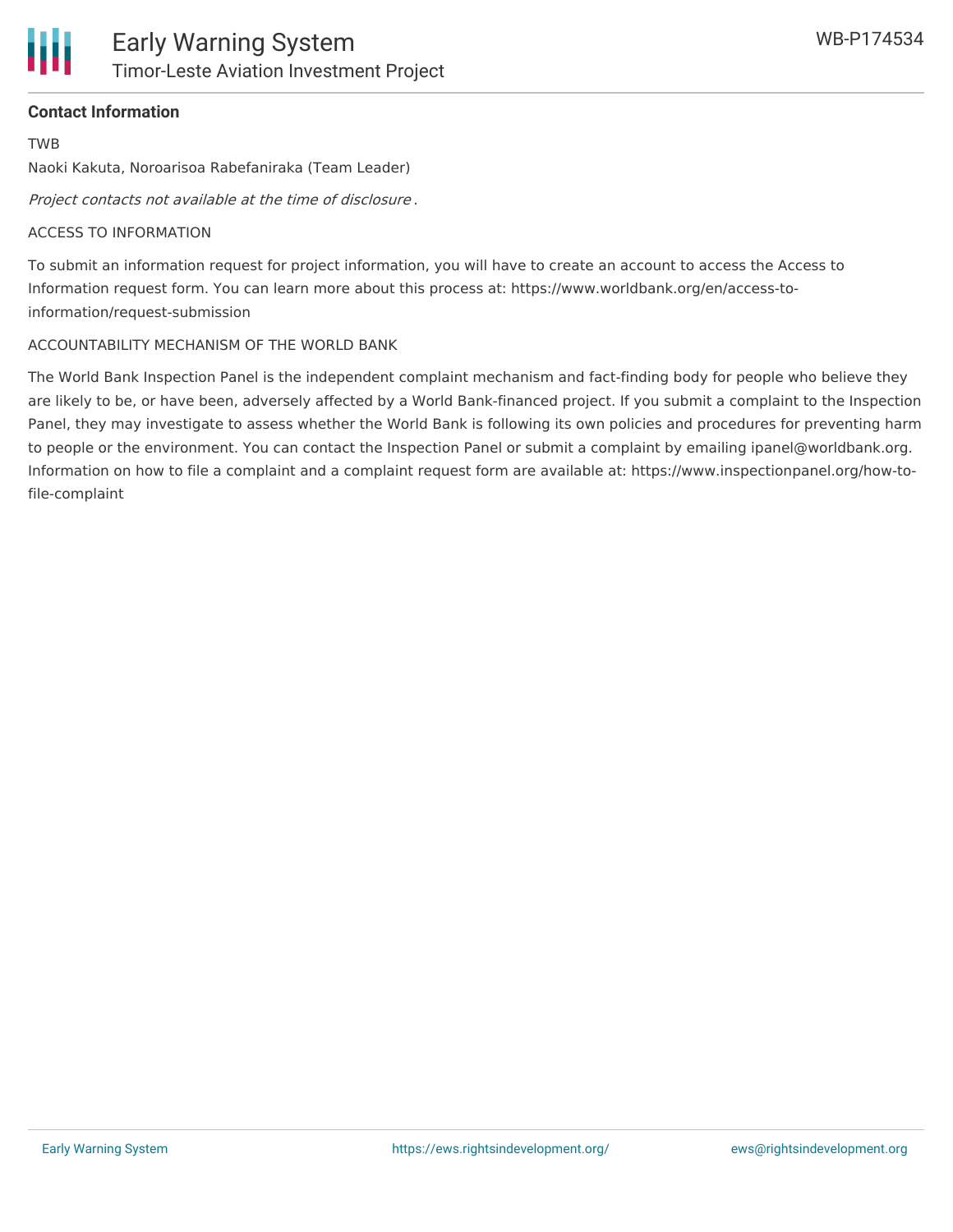## Contact Information

TWB

Naoki Kakuta, Noroarisoa Rabefaniraka (Team Leader)

*Project contacts not available at the time of disclosure* .

ACCESS TO INFORMATION

To submit an information request for project information, you will have to create an account to access the Access to Information request form. You can learn more about this process at: https://www.worldbank.org/en/access-to-information/request-submission

ACCOUNTABILITY MECHANISM OF THE WORLD BANK

The World Bank Inspection Panel is the independent complaint mechanism and fact-finding body for people who believe they are likely to be, or have been, adversely affected by a World Bank-financed project. If you submit a complaint to the Inspection Panel, they may investigate to assess whether the World Bank is following its own policies and procedures for preventing harm to people or the environment. You can contact the Inspection Panel or submit a complaint by emailing ipanel@worldbank.org. Information on how to file a complaint and a complaint request form are available at: https://www.inspectionpanel.org/how-to-file-complaint